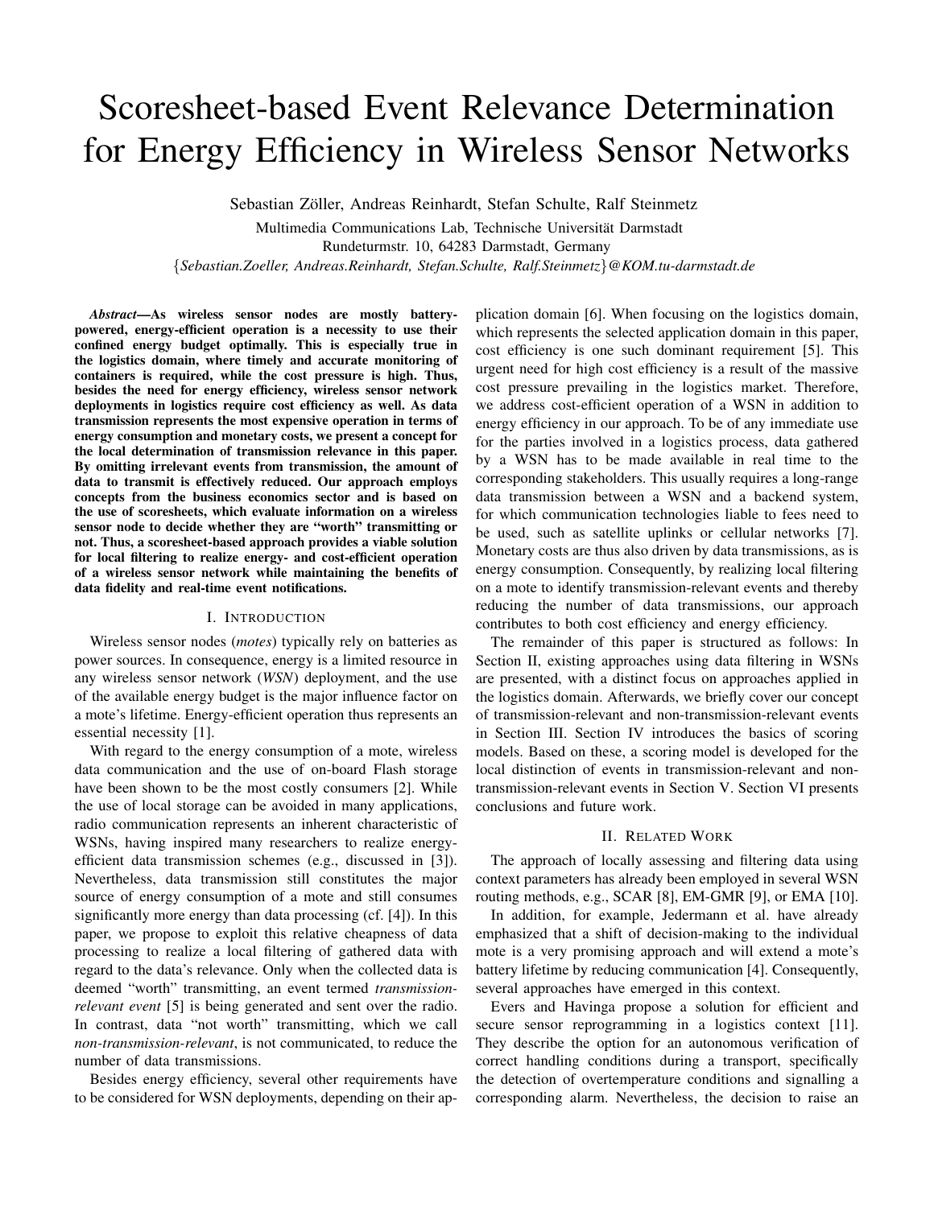# Scoresheet-based Event Relevance Determination for Energy Efficiency in Wireless Sensor Networks

Sebastian Zöller, Andreas Reinhardt, Stefan Schulte, Ralf Steinmetz

Multimedia Communications Lab, Technische Universität Darmstadt
Rundeturmstr. 10, 64283 Darmstadt, Germany
{*Sebastian.Zoeller, Andreas.Reinhardt, Stefan.Schulte, Ralf.Steinmetz*}*@KOM.tu-darmstadt.de*

***Abstract*—As wireless sensor nodes are mostly battery-powered, energy-efficient operation is a necessity to use their confined energy budget optimally. This is especially true in the logistics domain, where timely and accurate monitoring of containers is required, while the cost pressure is high. Thus, besides the need for energy efficiency, wireless sensor network deployments in logistics require cost efficiency as well. As data transmission represents the most expensive operation in terms of energy consumption and monetary costs, we present a concept for the local determination of transmission relevance in this paper. By omitting irrelevant events from transmission, the amount of data to transmit is effectively reduced. Our approach employs concepts from the business economics sector and is based on the use of scoresheets, which evaluate information on a wireless sensor node to decide whether they are "worth" transmitting or not. Thus, a scoresheet-based approach provides a viable solution for local filtering to realize energy- and cost-efficient operation of a wireless sensor network while maintaining the benefits of data fidelity and real-time event notifications.**

## I. Introduction

Wireless sensor nodes (*motes*) typically rely on batteries as power sources. In consequence, energy is a limited resource in any wireless sensor network (*WSN*) deployment, and the use of the available energy budget is the major influence factor on a mote's lifetime. Energy-efficient operation thus represents an essential necessity [1].

With regard to the energy consumption of a mote, wireless data communication and the use of on-board Flash storage have been shown to be the most costly consumers [2]. While the use of local storage can be avoided in many applications, radio communication represents an inherent characteristic of WSNs, having inspired many researchers to realize energy-efficient data transmission schemes (e.g., discussed in [3]). Nevertheless, data transmission still constitutes the major source of energy consumption of a mote and still consumes significantly more energy than data processing (cf. [4]). In this paper, we propose to exploit this relative cheapness of data processing to realize a local filtering of gathered data with regard to the data's relevance. Only when the collected data is deemed "worth" transmitting, an event termed *transmission-relevant event* [5] is being generated and sent over the radio. In contrast, data "not worth" transmitting, which we call *non-transmission-relevant*, is not communicated, to reduce the number of data transmissions.

Besides energy efficiency, several other requirements have to be considered for WSN deployments, depending on their application domain [6]. When focusing on the logistics domain, which represents the selected application domain in this paper, cost efficiency is one such dominant requirement [5]. This urgent need for high cost efficiency is a result of the massive cost pressure prevailing in the logistics market. Therefore, we address cost-efficient operation of a WSN in addition to energy efficiency in our approach. To be of any immediate use for the parties involved in a logistics process, data gathered by a WSN has to be made available in real time to the corresponding stakeholders. This usually requires a long-range data transmission between a WSN and a backend system, for which communication technologies liable to fees need to be used, such as satellite uplinks or cellular networks [7]. Monetary costs are thus also driven by data transmissions, as is energy consumption. Consequently, by realizing local filtering on a mote to identify transmission-relevant events and thereby reducing the number of data transmissions, our approach contributes to both cost efficiency and energy efficiency.

The remainder of this paper is structured as follows: In Section II, existing approaches using data filtering in WSNs are presented, with a distinct focus on approaches applied in the logistics domain. Afterwards, we briefly cover our concept of transmission-relevant and non-transmission-relevant events in Section III. Section IV introduces the basics of scoring models. Based on these, a scoring model is developed for the local distinction of events in transmission-relevant and non-transmission-relevant events in Section V. Section VI presents conclusions and future work.

## II. Related Work

The approach of locally assessing and filtering data using context parameters has already been employed in several WSN routing methods, e.g., SCAR [8], EM-GMR [9], or EMA [10].

In addition, for example, Jedermann et al. have already emphasized that a shift of decision-making to the individual mote is a very promising approach and will extend a mote's battery lifetime by reducing communication [4]. Consequently, several approaches have emerged in this context.

Evers and Havinga propose a solution for efficient and secure sensor reprogramming in a logistics context [11]. They describe the option for an autonomous verification of correct handling conditions during a transport, specifically the detection of overtemperature conditions and signalling a corresponding alarm. Nevertheless, the decision to raise an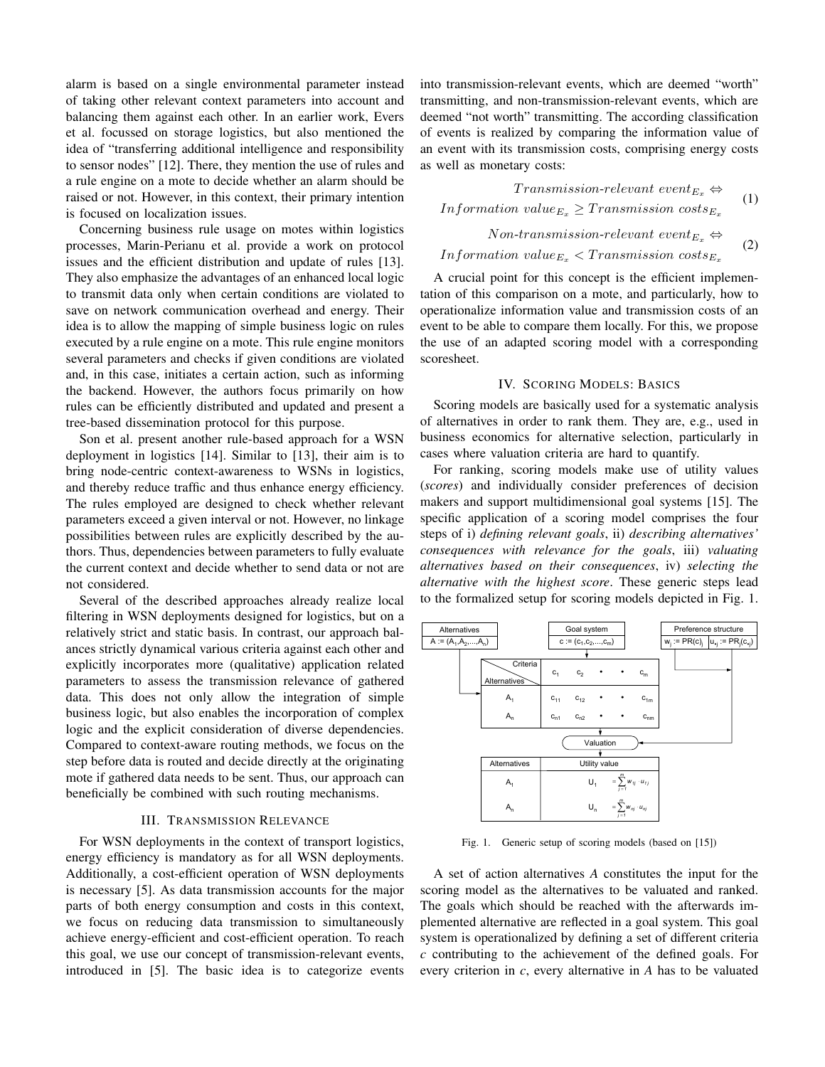alarm is based on a single environmental parameter instead of taking other relevant context parameters into account and balancing them against each other. In an earlier work, Evers et al. focussed on storage logistics, but also mentioned the idea of "transferring additional intelligence and responsibility to sensor nodes" [12]. There, they mention the use of rules and a rule engine on a mote to decide whether an alarm should be raised or not. However, in this context, their primary intention is focused on localization issues.

Concerning business rule usage on motes within logistics processes, Marin-Perianu et al. provide a work on protocol issues and the efficient distribution and update of rules [13]. They also emphasize the advantages of an enhanced local logic to transmit data only when certain conditions are violated to save on network communication overhead and energy. Their idea is to allow the mapping of simple business logic on rules executed by a rule engine on a mote. This rule engine monitors several parameters and checks if given conditions are violated and, in this case, initiates a certain action, such as informing the backend. However, the authors focus primarily on how rules can be efficiently distributed and updated and present a tree-based dissemination protocol for this purpose.

Son et al. present another rule-based approach for a WSN deployment in logistics [14]. Similar to [13], their aim is to bring node-centric context-awareness to WSNs in logistics, and thereby reduce traffic and thus enhance energy efficiency. The rules employed are designed to check whether relevant parameters exceed a given interval or not. However, no linkage possibilities between rules are explicitly described by the authors. Thus, dependencies between parameters to fully evaluate the current context and decide whether to send data or not are not considered.

Several of the described approaches already realize local filtering in WSN deployments designed for logistics, but on a relatively strict and static basis. In contrast, our approach balances strictly dynamical various criteria against each other and explicitly incorporates more (qualitative) application related parameters to assess the transmission relevance of gathered data. This does not only allow the integration of simple business logic, but also enables the incorporation of complex logic and the explicit consideration of diverse dependencies. Compared to context-aware routing methods, we focus on the step before data is routed and decide directly at the originating mote if gathered data needs to be sent. Thus, our approach can beneficially be combined with such routing mechanisms.

## III. Transmission Relevance

For WSN deployments in the context of transport logistics, energy efficiency is mandatory as for all WSN deployments. Additionally, a cost-efficient operation of WSN deployments is necessary [5]. As data transmission accounts for the major parts of both energy consumption and costs in this context, we focus on reducing data transmission to simultaneously achieve energy-efficient and cost-efficient operation. To reach this goal, we use our concept of transmission-relevant events, introduced in [5]. The basic idea is to categorize events into transmission-relevant events, which are deemed "worth" transmitting, and non-transmission-relevant events, which are deemed "not worth" transmitting. The according classification of events is realized by comparing the information value of an event with its transmission costs, comprising energy costs as well as monetary costs:

$$Transmission\text{-}relevant\ event_{E_x} \Leftrightarrow \\ Information\ value_{E_x} \geq Transmission\ costs_{E_x} \tag{1}$$

$$Non\text{-}transmission\text{-}relevant\ event_{E_x} \Leftrightarrow \\ Information\ value_{E_x} < Transmission\ costs_{E_x} \tag{2}$$

A crucial point for this concept is the efficient implementation of this comparison on a mote, and particularly, how to operationalize information value and transmission costs of an event to be able to compare them locally. For this, we propose the use of an adapted scoring model with a corresponding scoresheet.

## IV. Scoring Models: Basics

Scoring models are basically used for a systematic analysis of alternatives in order to rank them. They are, e.g., used in business economics for alternative selection, particularly in cases where valuation criteria are hard to quantify.

For ranking, scoring models make use of utility values (*scores*) and individually consider preferences of decision makers and support multidimensional goal systems [15]. The specific application of a scoring model comprises the four steps of i) *defining relevant goals*, ii) *describing alternatives' consequences with relevance for the goals*, iii) *valuating alternatives based on their consequences*, iv) *selecting the alternative with the highest score*. These generic steps lead to the formalized setup for scoring models depicted in Fig. 1.

| Alternatives | | Goal system | | Preference structure | |
|---|---|---|---|---|---|
| $A := (A_1, A_2, ..., A_n)$ | | $c := (c_1, c_2, ..., c_m)$ | | $w_j := PR(c)_j$ | $u_{\bullet j} := PR_j(c_{\bullet j})$ |

| Criteria / Alternatives | $c_1$ | $c_2$ | • | • | $c_m$ |
|---|---|---|---|---|---|
| $A_1$ | $c_{11}$ | $c_{12}$ | • | • | $c_{1m}$ |
| $A_n$ | $c_{n1}$ | $c_{n2}$ | • | • | $c_{nm}$ |

Valuation

| Alternatives | Utility value | |
|---|---|---|
| $A_1$ | $U_1$ | $= \sum_{j=1}^{m} w_{1j} \cdot u_{1j}$ |
| $A_n$ | $U_n$ | $= \sum_{j=1}^{m} w_{nj} \cdot u_{nj}$ |

Fig. 1. Generic setup of scoring models (based on [15])

A set of action alternatives *A* constitutes the input for the scoring model as the alternatives to be valuated and ranked. The goals which should be reached with the afterwards implemented alternative are reflected in a goal system. This goal system is operationalized by defining a set of different criteria *c* contributing to the achievement of the defined goals. For every criterion in *c*, every alternative in *A* has to be valuated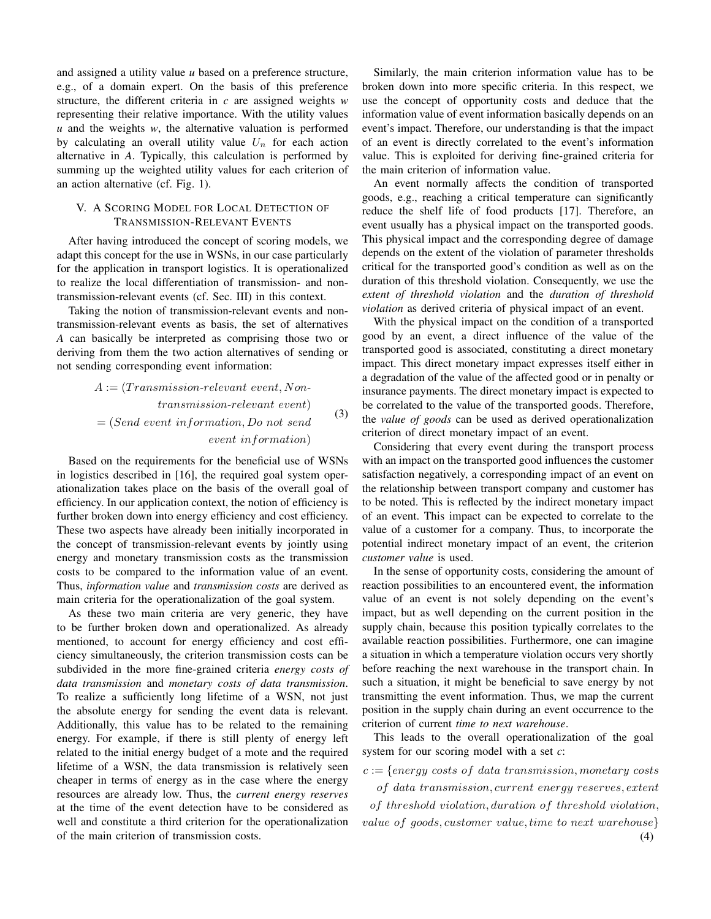and assigned a utility value *u* based on a preference structure, e.g., of a domain expert. On the basis of this preference structure, the different criteria in *c* are assigned weights *w* representing their relative importance. With the utility values *u* and the weights *w*, the alternative valuation is performed by calculating an overall utility value $U_n$ for each action alternative in *A*. Typically, this calculation is performed by summing up the weighted utility values for each criterion of an action alternative (cf. Fig. 1).

## V. A Scoring Model for Local Detection of Transmission-Relevant Events

After having introduced the concept of scoring models, we adapt this concept for the use in WSNs, in our case particularly for the application in transport logistics. It is operationalized to realize the local differentiation of transmission- and non-transmission-relevant events (cf. Sec. III) in this context.

Taking the notion of transmission-relevant events and non-transmission-relevant events as basis, the set of alternatives *A* can basically be interpreted as comprising those two or deriving from them the two action alternatives of sending or not sending corresponding event information:

$$\begin{aligned} A := (&Transmission\text{-}relevant\ event, Non\text{-}\\ &transmission\text{-}relevant\ event)\\ = (&Send\ event\ information, Do\ not\ send\\ &event\ information) \end{aligned} \tag{3}$$

Based on the requirements for the beneficial use of WSNs in logistics described in [16], the required goal system operationalization takes place on the basis of the overall goal of efficiency. In our application context, the notion of efficiency is further broken down into energy efficiency and cost efficiency. These two aspects have already been initially incorporated in the concept of transmission-relevant events by jointly using energy and monetary transmission costs as the transmission costs to be compared to the information value of an event. Thus, *information value* and *transmission costs* are derived as main criteria for the operationalization of the goal system.

As these two main criteria are very generic, they have to be further broken down and operationalized. As already mentioned, to account for energy efficiency and cost efficiency simultaneously, the criterion transmission costs can be subdivided in the more fine-grained criteria *energy costs of data transmission* and *monetary costs of data transmission*. To realize a sufficiently long lifetime of a WSN, not just the absolute energy for sending the event data is relevant. Additionally, this value has to be related to the remaining energy. For example, if there is still plenty of energy left related to the initial energy budget of a mote and the required lifetime of a WSN, the data transmission is relatively seen cheaper in terms of energy as in the case where the energy resources are already low. Thus, the *current energy reserves* at the time of the event detection have to be considered as well and constitute a third criterion for the operationalization of the main criterion of transmission costs.

Similarly, the main criterion information value has to be broken down into more specific criteria. In this respect, we use the concept of opportunity costs and deduce that the information value of event information basically depends on an event's impact. Therefore, our understanding is that the impact of an event is directly correlated to the event's information value. This is exploited for deriving fine-grained criteria for the main criterion of information value.

An event normally affects the condition of transported goods, e.g., reaching a critical temperature can significantly reduce the shelf life of food products [17]. Therefore, an event usually has a physical impact on the transported goods. This physical impact and the corresponding degree of damage depends on the extent of the violation of parameter thresholds critical for the transported good's condition as well as on the duration of this threshold violation. Consequently, we use the *extent of threshold violation* and the *duration of threshold violation* as derived criteria of physical impact of an event.

With the physical impact on the condition of a transported good by an event, a direct influence of the value of the transported good is associated, constituting a direct monetary impact. This direct monetary impact expresses itself either in a degradation of the value of the affected good or in penalty or insurance payments. The direct monetary impact is expected to be correlated to the value of the transported goods. Therefore, the *value of goods* can be used as derived operationalization criterion of direct monetary impact of an event.

Considering that every event during the transport process with an impact on the transported good influences the customer satisfaction negatively, a corresponding impact of an event on the relationship between transport company and customer has to be noted. This is reflected by the indirect monetary impact of an event. This impact can be expected to correlate to the value of a customer for a company. Thus, to incorporate the potential indirect monetary impact of an event, the criterion *customer value* is used.

In the sense of opportunity costs, considering the amount of reaction possibilities to an encountered event, the information value of an event is not solely depending on the event's impact, but as well depending on the current position in the supply chain, because this position typically correlates to the available reaction possibilities. Furthermore, one can imagine a situation in which a temperature violation occurs very shortly before reaching the next warehouse in the transport chain. In such a situation, it might be beneficial to save energy by not transmitting the event information. Thus, we map the current position in the supply chain during an event occurrence to the criterion of current *time to next warehouse*.

This leads to the overall operationalization of the goal system for our scoring model with a set *c*:

$$\begin{aligned} c := \{&energy\ costs\ of\ data\ transmission, monetary\ costs\\ &of\ data\ transmission, current\ energy\ reserves, extent\\ &of\ threshold\ violation, duration\ of\ threshold\ violation,\\ &value\ of\ goods, customer\ value, time\ to\ next\ warehouse\} \end{aligned} \tag{4}$$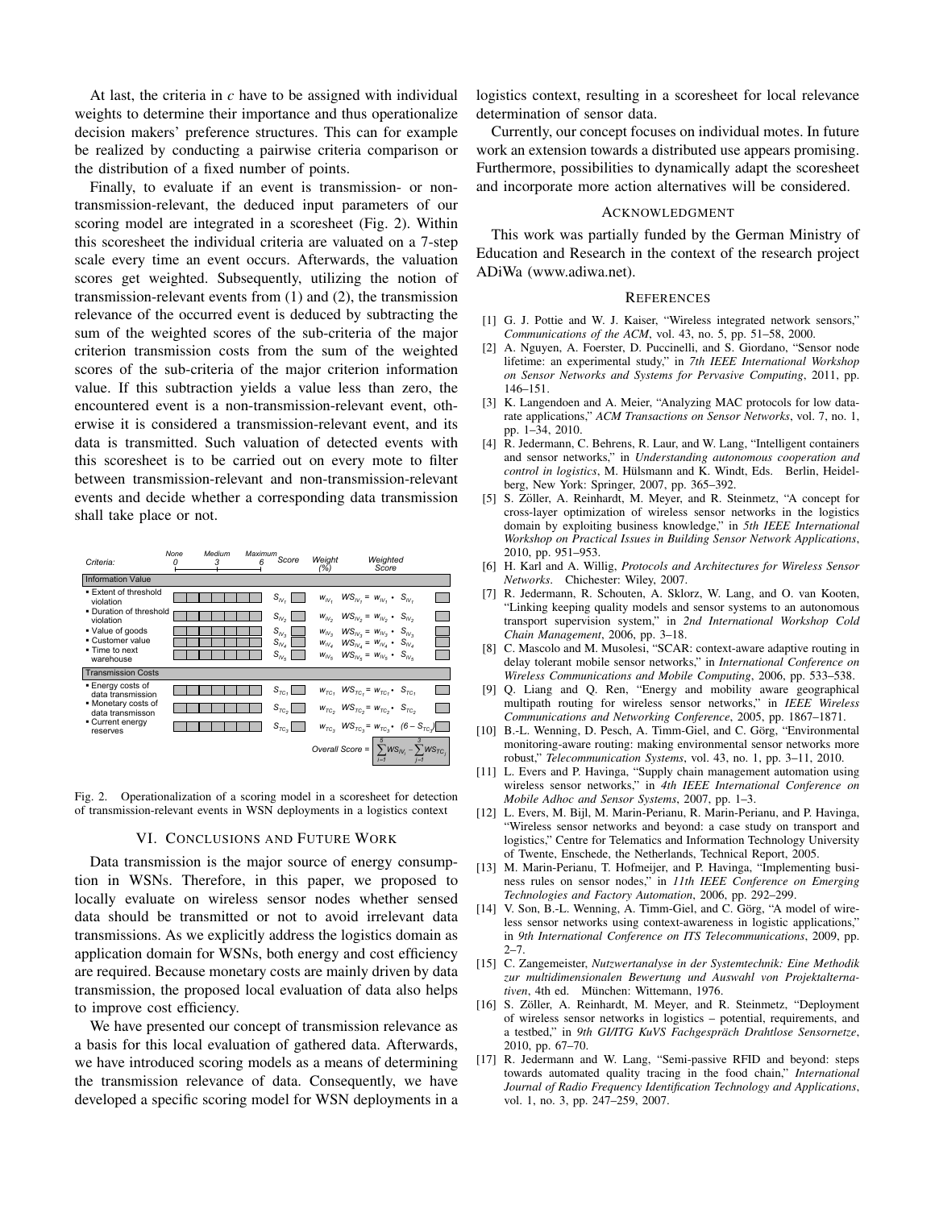At last, the criteria in $c$ have to be assigned with individual weights to determine their importance and thus operationalize decision makers' preference structures. This can for example be realized by conducting a pairwise criteria comparison or the distribution of a fixed number of points.

Finally, to evaluate if an event is transmission- or non-transmission-relevant, the deduced input parameters of our scoring model are integrated in a scoresheet (Fig. 2). Within this scoresheet the individual criteria are valuated on a 7-step scale every time an event occurs. Afterwards, the valuation scores get weighted. Subsequently, utilizing the notion of transmission-relevant events from (1) and (2), the transmission relevance of the occurred event is deduced by subtracting the sum of the weighted scores of the sub-criteria of the major criterion transmission costs from the sum of the weighted scores of the sub-criteria of the major criterion information value. If this subtraction yields a value less than zero, the encountered event is a non-transmission-relevant event, otherwise it is considered a transmission-relevant event, and its data is transmitted. Such valuation of detected events with this scoresheet is to be carried out on every mote to filter between transmission-relevant and non-transmission-relevant events and decide whether a corresponding data transmission shall take place or not.

Criteria: None 0 Medium 3 Maximum 6 Score Weight (%) Weighted Score

Information Value

- Extent of threshold violation $S_{IV_1}$ $w_{IV_1}$ $WS_{IV_1} = w_{IV_1} \cdot S_{IV_1}$
- Duration of threshold violation $S_{IV_2}$ $w_{IV_2}$ $WS_{IV_2} = w_{IV_2} \cdot S_{IV_2}$
- Value of goods $S_{IV_3}$ $w_{IV_3}$ $WS_{IV_3} = w_{IV_3} \cdot S_{IV_3}$
- Customer value $S_{IV_4}$ $w_{IV_4}$ $WS_{IV_4} = w_{IV_4} \cdot S_{IV_4}$
- Time to next warehouse $S_{IV_5}$ $w_{IV_5}$ $WS_{IV_5} = w_{IV_5} \cdot S_{IV_5}$

Transmission Costs

- Energy costs of data transmission $S_{TC_1}$ $w_{TC_1}$ $WS_{TC_1} = w_{TC_1} \cdot S_{TC_1}$
- Monetary costs of data transmisson $S_{TC_2}$ $w_{TC_2}$ $WS_{TC_2} = w_{TC_2} \cdot S_{TC_2}$
- Current energy reserves $S_{TC_3}$ $w_{TC_3}$ $WS_{TC_3} = w_{TC_3} \cdot (6 - S_{TC_3})$

Overall Score = $\sum_{i=1}^{5} WS_{IV_i} - \sum_{j=1}^{3} WS_{TC_j}$

Fig. 2. Operationalization of a scoring model in a scoresheet for detection of transmission-relevant events in WSN deployments in a logistics context

## VI. Conclusions and Future Work

Data transmission is the major source of energy consumption in WSNs. Therefore, in this paper, we proposed to locally evaluate on wireless sensor nodes whether sensed data should be transmitted or not to avoid irrelevant data transmissions. As we explicitly address the logistics domain as application domain for WSNs, both energy and cost efficiency are required. Because monetary costs are mainly driven by data transmission, the proposed local evaluation of data also helps to improve cost efficiency.

We have presented our concept of transmission relevance as a basis for this local evaluation of gathered data. Afterwards, we have introduced scoring models as a means of determining the transmission relevance of data. Consequently, we have developed a specific scoring model for WSN deployments in a logistics context, resulting in a scoresheet for local relevance determination of sensor data.

Currently, our concept focuses on individual motes. In future work an extension towards a distributed use appears promising. Furthermore, possibilities to dynamically adapt the scoresheet and incorporate more action alternatives will be considered.

## Acknowledgment

This work was partially funded by the German Ministry of Education and Research in the context of the research project ADiWa (www.adiwa.net).

## References

[1] G. J. Pottie and W. J. Kaiser, "Wireless integrated network sensors," *Communications of the ACM*, vol. 43, no. 5, pp. 51–58, 2000.

[2] A. Nguyen, A. Foerster, D. Puccinelli, and S. Giordano, "Sensor node lifetime: an experimental study," in *7th IEEE International Workshop on Sensor Networks and Systems for Pervasive Computing*, 2011, pp. 146–151.

[3] K. Langendoen and A. Meier, "Analyzing MAC protocols for low data-rate applications," *ACM Transactions on Sensor Networks*, vol. 7, no. 1, pp. 1–34, 2010.

[4] R. Jedermann, C. Behrens, R. Laur, and W. Lang, "Intelligent containers and sensor networks," in *Understanding autonomous cooperation and control in logistics*, M. Hülsmann and K. Windt, Eds. Berlin, Heidelberg, New York: Springer, 2007, pp. 365–392.

[5] S. Zöller, A. Reinhardt, M. Meyer, and R. Steinmetz, "A concept for cross-layer optimization of wireless sensor networks in the logistics domain by exploiting business knowledge," in *5th IEEE International Workshop on Practical Issues in Building Sensor Network Applications*, 2010, pp. 951–953.

[6] H. Karl and A. Willig, *Protocols and Architectures for Wireless Sensor Networks*. Chichester: Wiley, 2007.

[7] R. Jedermann, R. Schouten, A. Sklorz, W. Lang, and O. van Kooten, "Linking keeping quality models and sensor systems to an autonomous transport supervision system," in *2nd International Workshop Cold Chain Management*, 2006, pp. 3–18.

[8] C. Mascolo and M. Musolesi, "SCAR: context-aware adaptive routing in delay tolerant mobile sensor networks," in *International Conference on Wireless Communications and Mobile Computing*, 2006, pp. 533–538.

[9] Q. Liang and Q. Ren, "Energy and mobility aware geographical multipath routing for wireless sensor networks," in *IEEE Wireless Communications and Networking Conference*, 2005, pp. 1867–1871.

[10] B.-L. Wenning, D. Pesch, A. Timm-Giel, and C. Görg, "Environmental monitoring-aware routing: making environmental sensor networks more robust," *Telecommunication Systems*, vol. 43, no. 1, pp. 3–11, 2010.

[11] L. Evers and P. Havinga, "Supply chain management automation using wireless sensor networks," in *4th IEEE International Conference on Mobile Adhoc and Sensor Systems*, 2007, pp. 1–3.

[12] L. Evers, M. Bijl, M. Marin-Perianu, R. Marin-Perianu, and P. Havinga, "Wireless sensor networks and beyond: a case study on transport and logistics," Centre for Telematics and Information Technology University of Twente, Enschede, the Netherlands, Technical Report, 2005.

[13] M. Marin-Perianu, T. Hofmeijer, and P. Havinga, "Implementing business rules on sensor nodes," in *11th IEEE Conference on Emerging Technologies and Factory Automation*, 2006, pp. 292–299.

[14] V. Son, B.-L. Wenning, A. Timm-Giel, and C. Görg, "A model of wireless sensor networks using context-awareness in logistic applications," in *9th International Conference on ITS Telecommunications*, 2009, pp. 2–7.

[15] C. Zangemeister, *Nutzwertanalyse in der Systemtechnik: Eine Methodik zur multidimensionalen Bewertung und Auswahl von Projektalternativen*, 4th ed. München: Wittemann, 1976.

[16] S. Zöller, A. Reinhardt, M. Meyer, and R. Steinmetz, "Deployment of wireless sensor networks in logistics – potential, requirements, and a testbed," in *9th GI/ITG KuVS Fachgespräch Drahtlose Sensornetze*, 2010, pp. 67–70.

[17] R. Jedermann and W. Lang, "Semi-passive RFID and beyond: steps towards automated quality tracing in the food chain," *International Journal of Radio Frequency Identification Technology and Applications*, vol. 1, no. 3, pp. 247–259, 2007.